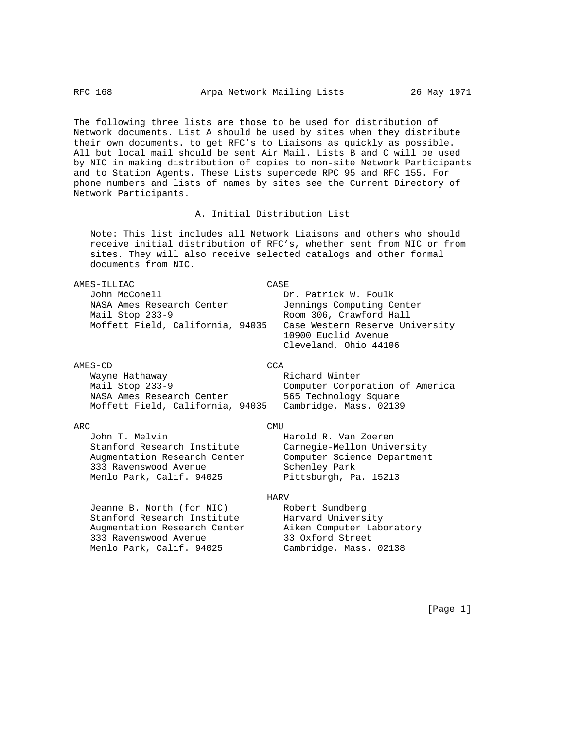The following three lists are those to be used for distribution of Network documents. List A should be used by sites when they distribute their own documents. to get RFC's to Liaisons as quickly as possible. All but local mail should be sent Air Mail. Lists B and C will be used by NIC in making distribution of copies to non-site Network Participants and to Station Agents. These Lists supercede RPC 95 and RFC 155. For phone numbers and lists of names by sites see the Current Directory of Network Participants.

## A. Initial Distribution List

Note: This list includes all Network Liaisons and others who should receive initial distribution of RFC's, whether sent from NIC or from sites. They will also receive selected catalogs and other formal documents from NIC.

AMES-ILLIAC
John McConell
NASA Ames Research Center
Mail Stop 233-9
Moffett Field, California, 94035

AMES-CD
Wayne Hathaway
Mail Stop 233-9
NASA Ames Research Center
Moffett Field, California, 94035

ARC
John T. Melvin
Stanford Research Institute
Augmentation Research Center
333 Ravenswood Avenue
Menlo Park, Calif. 94025

Jeanne B. North (for NIC)
Stanford Research Institute
Augmentation Research Center
333 Ravenswood Avenue
Menlo Park, Calif. 94025

CASE
Dr. Patrick W. Foulk
Jennings Computing Center
Room 306, Crawford Hall
Case Western Reserve University
10900 Euclid Avenue
Cleveland, Ohio 44106

CCA
Richard Winter
Computer Corporation of America
565 Technology Square
Cambridge, Mass. 02139

CMU
Harold R. Van Zoeren
Carnegie-Mellon University
Computer Science Department
Schenley Park
Pittsburgh, Pa. 15213

HARV
Robert Sundberg
Harvard University
Aiken Computer Laboratory
33 Oxford Street
Cambridge, Mass. 02138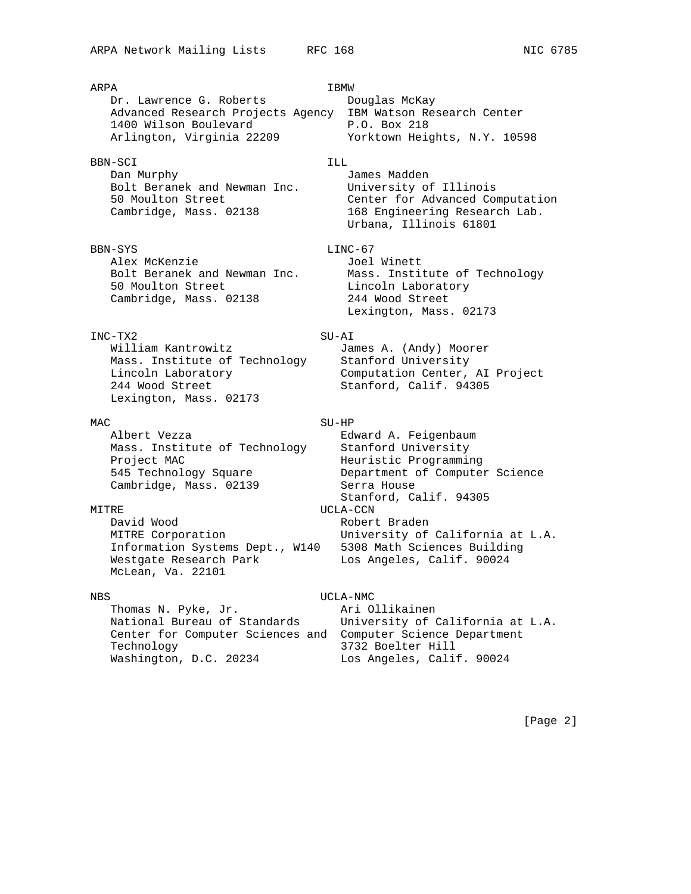ARPA
Dr. Lawrence G. Roberts
Advanced Research Projects Agency
1400 Wilson Boulevard
Arlington, Virginia 22209

BBN-SCI
Dan Murphy
Bolt Beranek and Newman Inc.
50 Moulton Street
Cambridge, Mass. 02138

BBN-SYS
Alex McKenzie
Bolt Beranek and Newman Inc.
50 Moulton Street
Cambridge, Mass. 02138

INC-TX2
William Kantrowitz
Mass. Institute of Technology
Lincoln Laboratory
244 Wood Street
Lexington, Mass. 02173

MAC
Albert Vezza
Mass. Institute of Technology
Project MAC
545 Technology Square
Cambridge, Mass. 02139

MITRE
David Wood
MITRE Corporation
Information Systems Dept., W140
Westgate Research Park
McLean, Va. 22101

NBS
Thomas N. Pyke, Jr.
National Bureau of Standards
Center for Computer Sciences and Technology
Washington, D.C. 20234

IBMW
Douglas McKay
IBM Watson Research Center
P.O. Box 218
Yorktown Heights, N.Y. 10598

ILL
James Madden
University of Illinois
Center for Advanced Computation
168 Engineering Research Lab.
Urbana, Illinois 61801

LINC-67
Joel Winett
Mass. Institute of Technology
Lincoln Laboratory
244 Wood Street
Lexington, Mass. 02173

SU-AI
James A. (Andy) Moorer
Stanford University
Computation Center, AI Project
Stanford, Calif. 94305

SU-HP
Edward A. Feigenbaum
Stanford University
Heuristic Programming
Department of Computer Science
Serra House
Stanford, Calif. 94305

UCLA-CCN
Robert Braden
University of California at L.A.
5308 Math Sciences Building
Los Angeles, Calif. 90024

UCLA-NMC
Ari Ollikainen
University of California at L.A.
Computer Science Department
3732 Boelter Hill
Los Angeles, Calif. 90024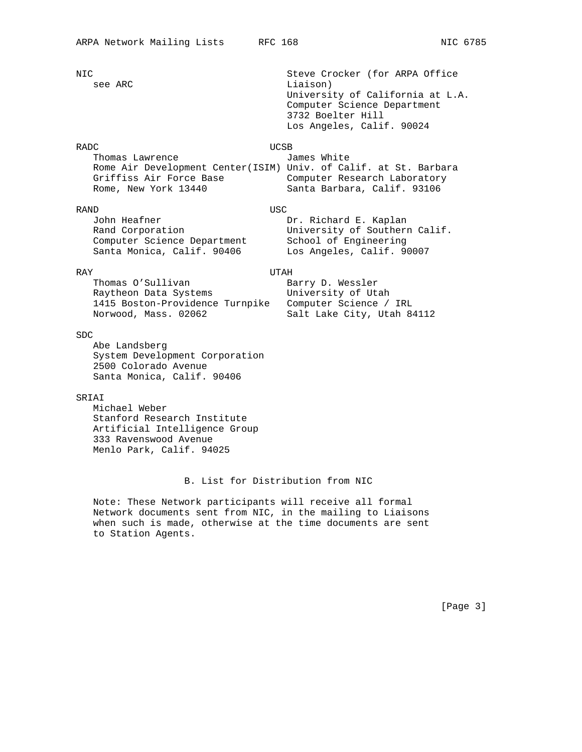NIC
   see ARC

Steve Crocker (for ARPA Office Liaison)
University of California at L.A.
Computer Science Department
3732 Boelter Hill
Los Angeles, Calif. 90024

RADC
   Thomas Lawrence
   Rome Air Development Center(ISIM)
   Griffiss Air Force Base
   Rome, New York 13440

RAND
   John Heafner
   Rand Corporation
   Computer Science Department
   Santa Monica, Calif. 90406

RAY
   Thomas O'Sullivan
   Raytheon Data Systems
   1415 Boston-Providence Turnpike
   Norwood, Mass. 02062

SDC
   Abe Landsberg
   System Development Corporation
   2500 Colorado Avenue
   Santa Monica, Calif. 90406

SRIAI
   Michael Weber
   Stanford Research Institute
   Artificial Intelligence Group
   333 Ravenswood Avenue
   Menlo Park, Calif. 94025

UCSB
   James White
   Univ. of Calif. at St. Barbara
   Computer Research Laboratory
   Santa Barbara, Calif. 93106

USC
   Dr. Richard E. Kaplan
   University of Southern Calif.
   School of Engineering
   Los Angeles, Calif. 90007

UTAH
   Barry D. Wessler
   University of Utah
   Computer Science / IRL
   Salt Lake City, Utah 84112

## B. List for Distribution from NIC

Note: These Network participants will receive all formal Network documents sent from NIC, in the mailing to Liaisons when such is made, otherwise at the time documents are sent to Station Agents.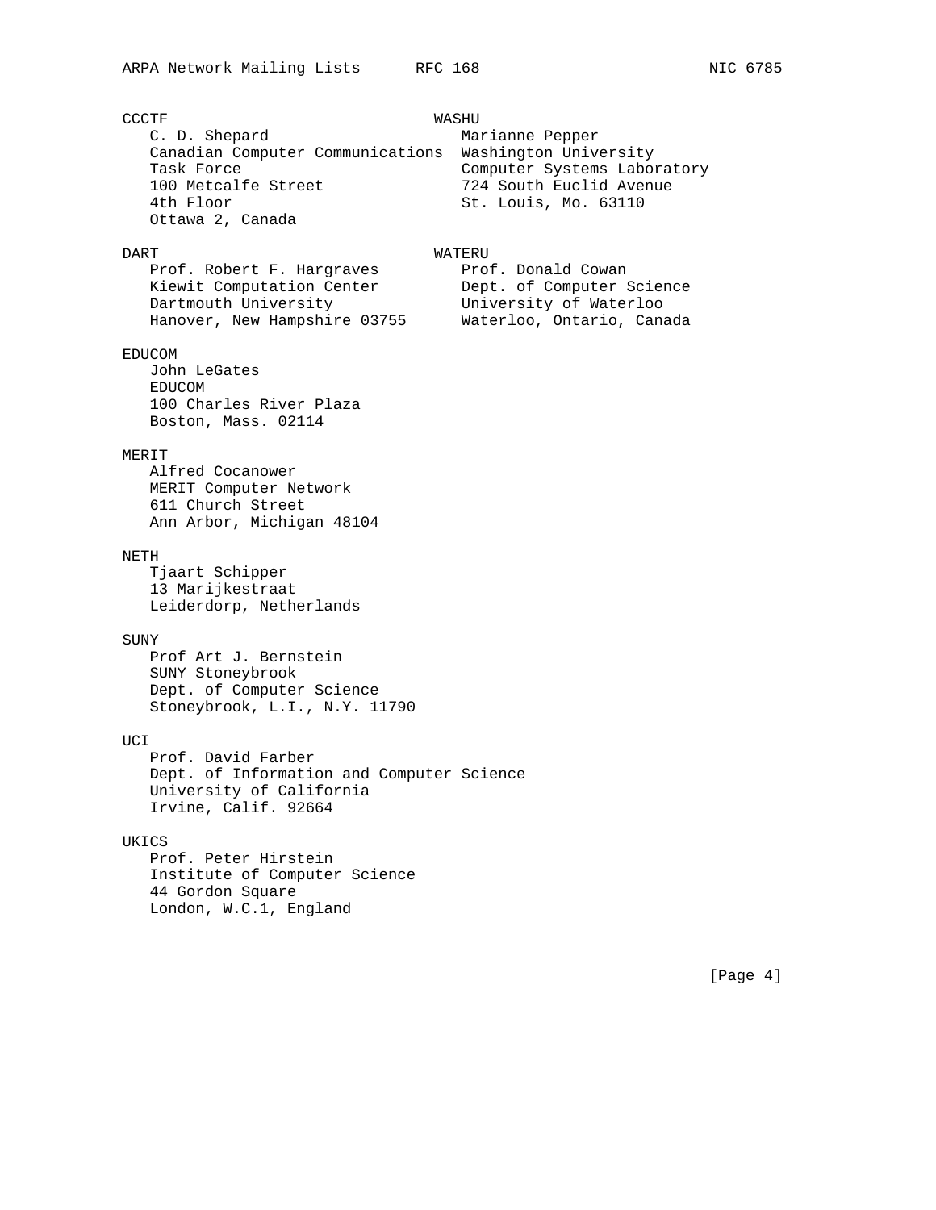CCCTF
C. D. Shepard
Canadian Computer Communications
Task Force
100 Metcalfe Street
4th Floor
Ottawa 2, Canada

WASHU
Marianne Pepper
Washington University
Computer Systems Laboratory
724 South Euclid Avenue
St. Louis, Mo. 63110

DART
Prof. Robert F. Hargraves
Kiewit Computation Center
Dartmouth University
Hanover, New Hampshire 03755

WATERU
Prof. Donald Cowan
Dept. of Computer Science
University of Waterloo
Waterloo, Ontario, Canada

EDUCOM
John LeGates
EDUCOM
100 Charles River Plaza
Boston, Mass. 02114

MERIT
Alfred Cocanower
MERIT Computer Network
611 Church Street
Ann Arbor, Michigan 48104

NETH
Tjaart Schipper
13 Marijkestraat
Leiderdorp, Netherlands

SUNY
Prof Art J. Bernstein
SUNY Stoneybrook
Dept. of Computer Science
Stoneybrook, L.I., N.Y. 11790

UCI
Prof. David Farber
Dept. of Information and Computer Science
University of California
Irvine, Calif. 92664

UKICS
Prof. Peter Hirstein
Institute of Computer Science
44 Gordon Square
London, W.C.1, England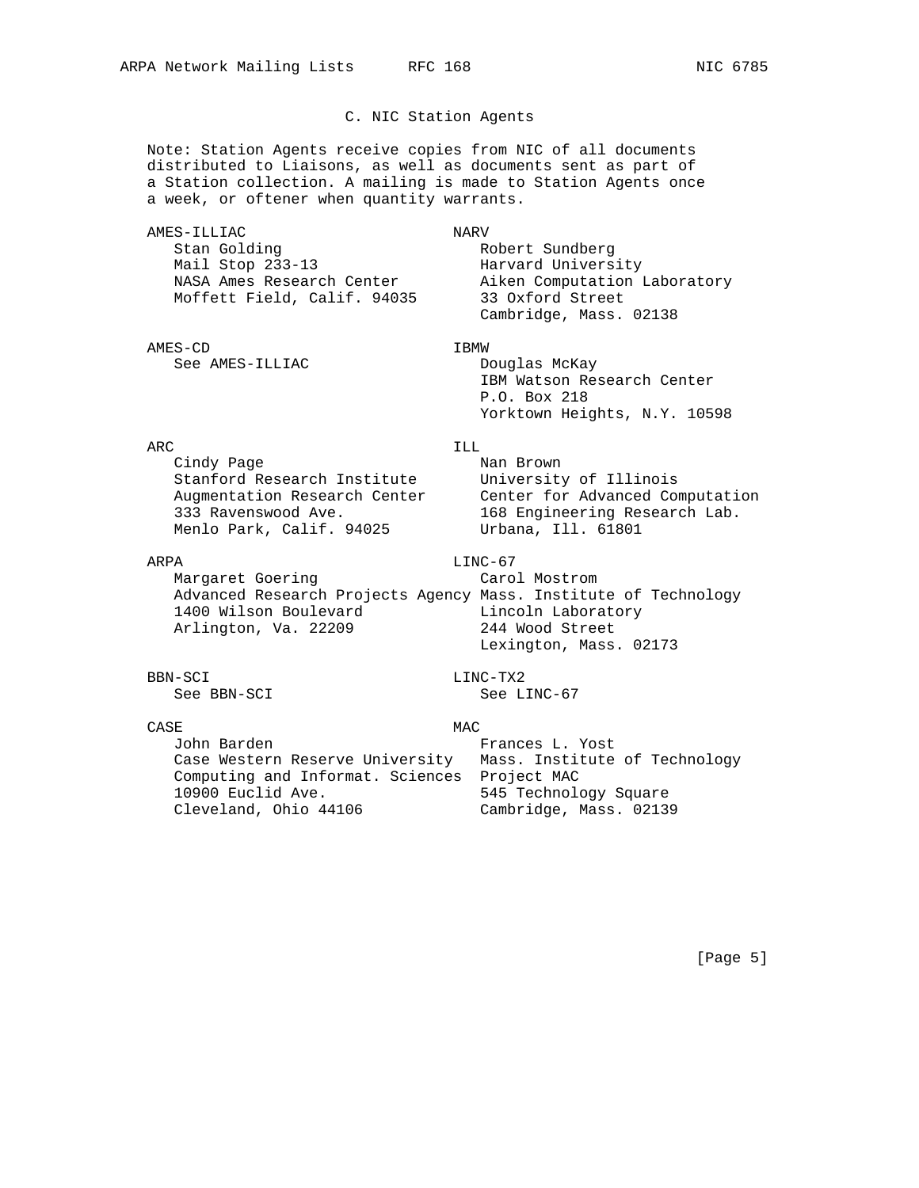## C. NIC Station Agents

Note: Station Agents receive copies from NIC of all documents distributed to Liaisons, as well as documents sent as part of a Station collection. A mailing is made to Station Agents once a week, or oftener when quantity warrants.

AMES-ILLIAC
Stan Golding
Mail Stop 233-13
NASA Ames Research Center
Moffett Field, Calif. 94035

AMES-CD
See AMES-ILLIAC

ARC
Cindy Page
Stanford Research Institute
Augmentation Research Center
333 Ravenswood Ave.
Menlo Park, Calif. 94025

ARPA
Margaret Goering
Advanced Research Projects Agency
1400 Wilson Boulevard
Arlington, Va. 22209

BBN-SCI
See BBN-SCI

CASE
John Barden
Case Western Reserve University
Computing and Informat. Sciences
10900 Euclid Ave.
Cleveland, Ohio 44106

NARV
Robert Sundberg
Harvard University
Aiken Computation Laboratory
33 Oxford Street
Cambridge, Mass. 02138

IBMW
Douglas McKay
IBM Watson Research Center
P.O. Box 218
Yorktown Heights, N.Y. 10598

ILL
Nan Brown
University of Illinois
Center for Advanced Computation
168 Engineering Research Lab.
Urbana, Ill. 61801

LINC-67
Carol Mostrom
Mass. Institute of Technology
Lincoln Laboratory
244 Wood Street
Lexington, Mass. 02173

LINC-TX2
See LINC-67

MAC
Frances L. Yost
Mass. Institute of Technology
Project MAC
545 Technology Square
Cambridge, Mass. 02139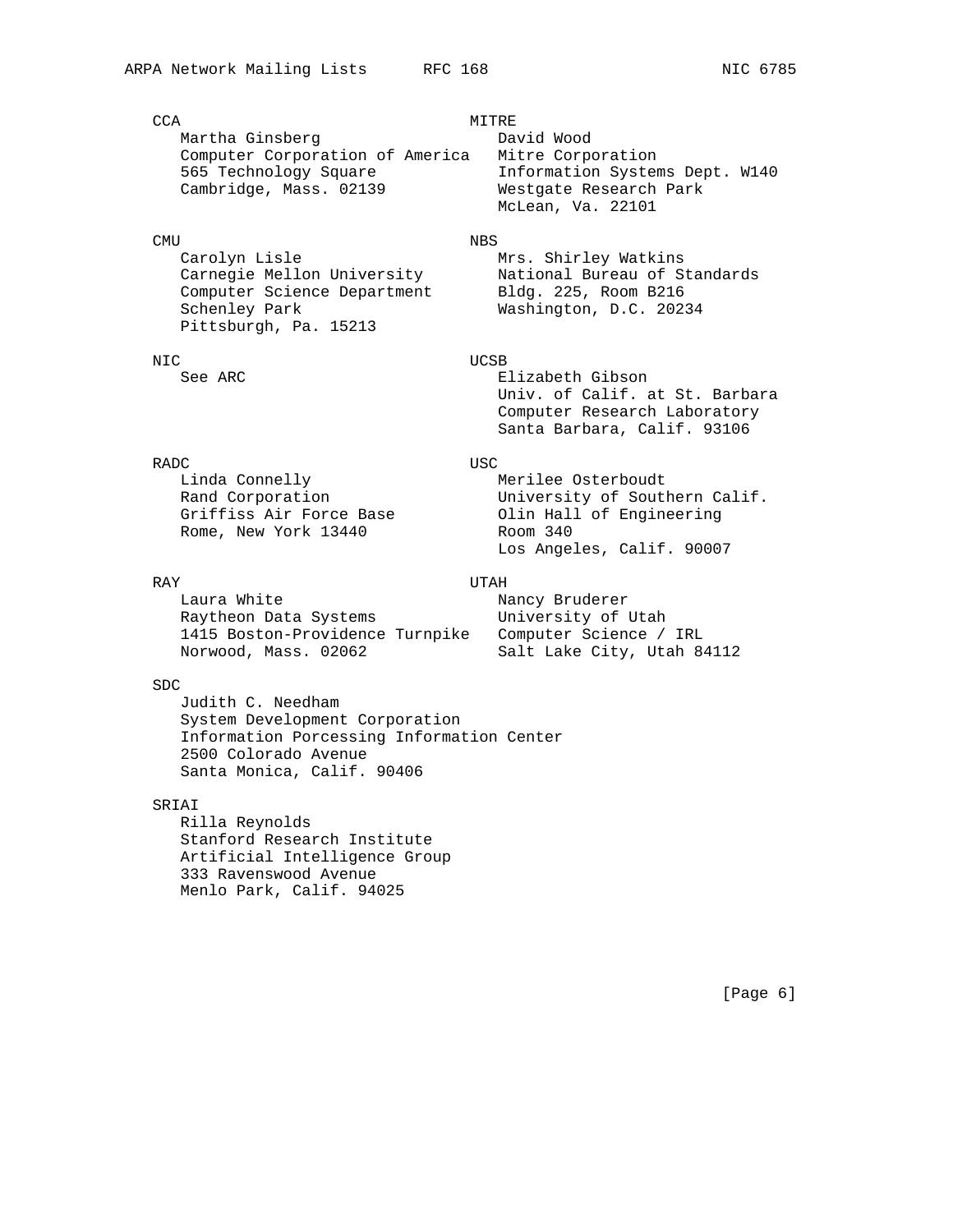CCA
Martha Ginsberg
Computer Corporation of America
565 Technology Square
Cambridge, Mass. 02139

CMU
Carolyn Lisle
Carnegie Mellon University
Computer Science Department
Schenley Park
Pittsburgh, Pa. 15213

NIC
See ARC

RADC
Linda Connelly
Rand Corporation
Griffiss Air Force Base
Rome, New York 13440

RAY
Laura White
Raytheon Data Systems
1415 Boston-Providence Turnpike
Norwood, Mass. 02062

SDC
Judith C. Needham
System Development Corporation
Information Porcessing Information Center
2500 Colorado Avenue
Santa Monica, Calif. 90406

SRIAI
Rilla Reynolds
Stanford Research Institute
Artificial Intelligence Group
333 Ravenswood Avenue
Menlo Park, Calif. 94025

MITRE
David Wood
Mitre Corporation
Information Systems Dept. W140
Westgate Research Park
McLean, Va. 22101

NBS
Mrs. Shirley Watkins
National Bureau of Standards
Bldg. 225, Room B216
Washington, D.C. 20234

UCSB
Elizabeth Gibson
Univ. of Calif. at St. Barbara
Computer Research Laboratory
Santa Barbara, Calif. 93106

USC
Merilee Osterboudt
University of Southern Calif.
Olin Hall of Engineering
Room 340
Los Angeles, Calif. 90007

UTAH
Nancy Bruderer
University of Utah
Computer Science / IRL
Salt Lake City, Utah 84112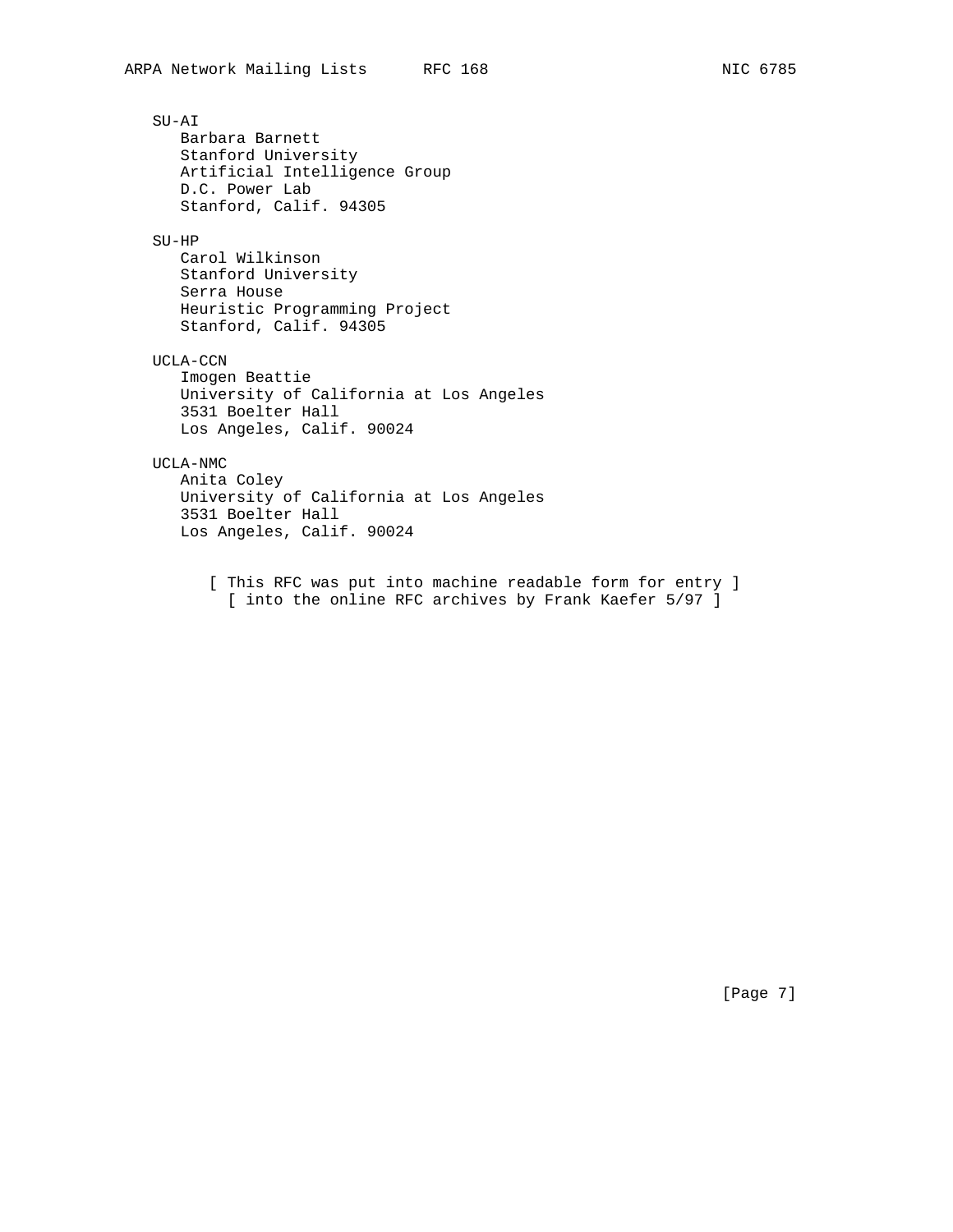SU-AI
   Barbara Barnett
   Stanford University
   Artificial Intelligence Group
   D.C. Power Lab
   Stanford, Calif. 94305

SU-HP
   Carol Wilkinson
   Stanford University
   Serra House
   Heuristic Programming Project
   Stanford, Calif. 94305

UCLA-CCN
   Imogen Beattie
   University of California at Los Angeles
   3531 Boelter Hall
   Los Angeles, Calif. 90024

UCLA-NMC
   Anita Coley
   University of California at Los Angeles
   3531 Boelter Hall
   Los Angeles, Calif. 90024

[ This RFC was put into machine readable form for entry ]
[ into the online RFC archives by Frank Kaefer 5/97 ]